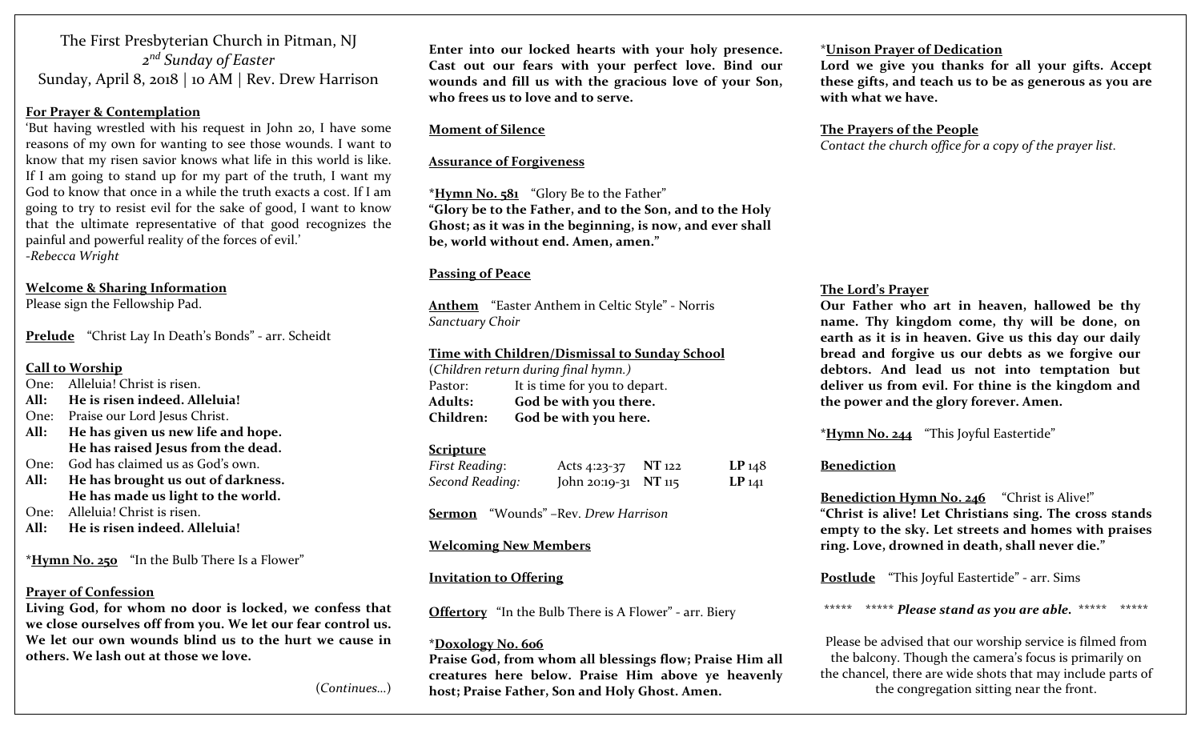The First Presbyterian Church in Pitman, NJ

*2nd Sunday of Easter*

Sunday, April 8, 2018 | 10 AM | Rev. Drew Harrison

**For Prayer & Contemplation**

'But having wrestled with his request in John 20, I have some reasons of my own for wanting to see those wounds. I want to know that my risen savior knows what life in this world is like. If I am going to stand up for my part of the truth, I want my God to know that once in a while the truth exacts a cost. If I am going to try to resist evil for the sake of good, I want to know that the ultimate representative of that good recognizes the painful and powerful reality of the forces of evil.'

*-Rebecca Wright*

**Welcome & Sharing Information**

Please sign the Fellowship Pad.

**Prelude** "Christ Lay In Death's Bonds" - arr. Scheidt

**Call to Worship**

One: Alleluia! Christ is risen.
**All: He is risen indeed. Alleluia!**
One: Praise our Lord Jesus Christ.
**All: He has given us new life and hope.**
**He has raised Jesus from the dead.**
One: God has claimed us as God's own.
**All: He has brought us out of darkness.**
**He has made us light to the world.**
One: Alleluia! Christ is risen.
**All: He is risen indeed. Alleluia!**

\***Hymn No. 250** "In the Bulb There Is a Flower"

**Prayer of Confession**

**Living God, for whom no door is locked, we confess that we close ourselves off from you. We let our fear control us. We let our own wounds blind us to the hurt we cause in others. We lash out at those we love.**

(*Continues…*)

**Enter into our locked hearts with your holy presence. Cast out our fears with your perfect love. Bind our wounds and fill us with the gracious love of your Son, who frees us to love and to serve.**

**Moment of Silence**

**Assurance of Forgiveness**

\***Hymn No. 581** "Glory Be to the Father"

**"Glory be to the Father, and to the Son, and to the Holy Ghost; as it was in the beginning, is now, and ever shall be, world without end. Amen, amen."**

**Passing of Peace**

**Anthem** "Easter Anthem in Celtic Style" - Norris

*Sanctuary Choir*

**Time with Children/Dismissal to Sunday School**

(*Children return during final hymn.*)

Pastor: It is time for you to depart.
**Adults: God be with you there.**
**Children: God be with you here.**

**Scripture**

| | | | |
|---|---|---|---|
| *First Reading*: | Acts 4:23-37 | **NT** 122 | **LP** 148 |
| *Second Reading:* | John 20:19-31 | **NT** 115 | **LP** 141 |

**Sermon** "Wounds" –Rev. *Drew Harrison*

**Welcoming New Members**

**Invitation to Offering**

**Offertory** "In the Bulb There is A Flower" - arr. Biery

\***Doxology No. 606**

**Praise God, from whom all blessings flow; Praise Him all creatures here below. Praise Him above ye heavenly host; Praise Father, Son and Holy Ghost. Amen.**

\***Unison Prayer of Dedication**

**Lord we give you thanks for all your gifts. Accept these gifts, and teach us to be as generous as you are with what we have.**

**The Prayers of the People**

*Contact the church office for a copy of the prayer list.*

**The Lord's Prayer**

**Our Father who art in heaven, hallowed be thy name. Thy kingdom come, thy will be done, on earth as it is in heaven. Give us this day our daily bread and forgive us our debts as we forgive our debtors. And lead us not into temptation but deliver us from evil. For thine is the kingdom and the power and the glory forever. Amen.**

\***Hymn No. 244** "This Joyful Eastertide"

**Benediction**

**Benediction Hymn No. 246** "Christ is Alive!"

**"Christ is alive! Let Christians sing. The cross stands empty to the sky. Let streets and homes with praises ring. Love, drowned in death, shall never die."**

**Postlude** "This Joyful Eastertide" - arr. Sims

\*\*\*\*\* \*\*\*\*\* ***Please stand as you are able.*** \*\*\*\*\* \*\*\*\*\*

Please be advised that our worship service is filmed from the balcony. Though the camera's focus is primarily on the chancel, there are wide shots that may include parts of the congregation sitting near the front.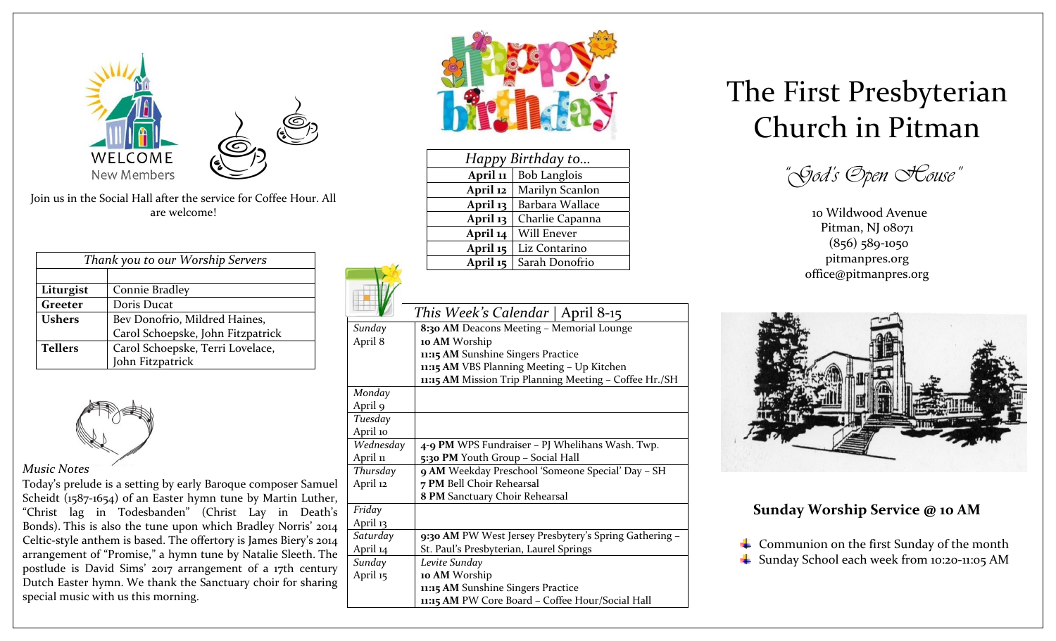WELCOME
New Members

Join us in the Social Hall after the service for Coffee Hour. All are welcome!

| *Thank you to our Worship Servers* | |
|---|---|
| | |
| **Liturgist** | Connie Bradley |
| **Greeter** | Doris Ducat |
| **Ushers** | Bev Donofrio, Mildred Haines, Carol Schoepske, John Fitzpatrick |
| **Tellers** | Carol Schoepske, Terri Lovelace, John Fitzpatrick |

*Music Notes*

Today's prelude is a setting by early Baroque composer Samuel Scheidt (1587-1654) of an Easter hymn tune by Martin Luther, "Christ lag in Todesbanden" (Christ Lay in Death's Bonds). This is also the tune upon which Bradley Norris' 2014 Celtic-style anthem is based. The offertory is James Biery's 2014 arrangement of "Promise," a hymn tune by Natalie Sleeth. The postlude is David Sims' 2017 arrangement of a 17th century Dutch Easter hymn. We thank the Sanctuary choir for sharing special music with us this morning.

| *Happy Birthday to...* | |
|---|---|
| **April 11** | Bob Langlois |
| **April 12** | Marilyn Scanlon |
| **April 13** | Barbara Wallace |
| **April 13** | Charlie Capanna |
| **April 14** | Will Enever |
| **April 15** | Liz Contarino |
| **April 15** | Sarah Donofrio |

| | *This Week's Calendar* \| April 8-15 |
|---|---|
| *Sunday* April 8 | **8:30 AM** Deacons Meeting – Memorial Lounge<br>**10 AM** Worship<br>**11:15 AM** Sunshine Singers Practice<br>**11:15 AM** VBS Planning Meeting – Up Kitchen<br>**11:15 AM** Mission Trip Planning Meeting – Coffee Hr./SH |
| *Monday* April 9 | |
| *Tuesday* April 10 | |
| *Wednesday* April 11 | **4-9 PM** WPS Fundraiser – PJ Whelihans Wash. Twp.<br>**5:30 PM** Youth Group – Social Hall |
| *Thursday* April 12 | **9 AM** Weekday Preschool 'Someone Special' Day – SH<br>**7 PM** Bell Choir Rehearsal<br>**8 PM** Sanctuary Choir Rehearsal |
| *Friday* April 13 | |
| *Saturday* April 14 | **9:30 AM** PW West Jersey Presbytery's Spring Gathering – St. Paul's Presbyterian, Laurel Springs |
| *Sunday* April 15 | *Levite Sunday*<br>**10 AM** Worship<br>**11:15 AM** Sunshine Singers Practice<br>**11:15 AM** PW Core Board – Coffee Hour/Social Hall |

# The First Presbyterian Church in Pitman

*"God's Open House"*

10 Wildwood Avenue
Pitman, NJ 08071
(856) 589-1050
pitmanpres.org
office@pitmanpres.org

## Sunday Worship Service @ 10 AM

- Communion on the first Sunday of the month
- Sunday School each week from 10:20-11:05 AM